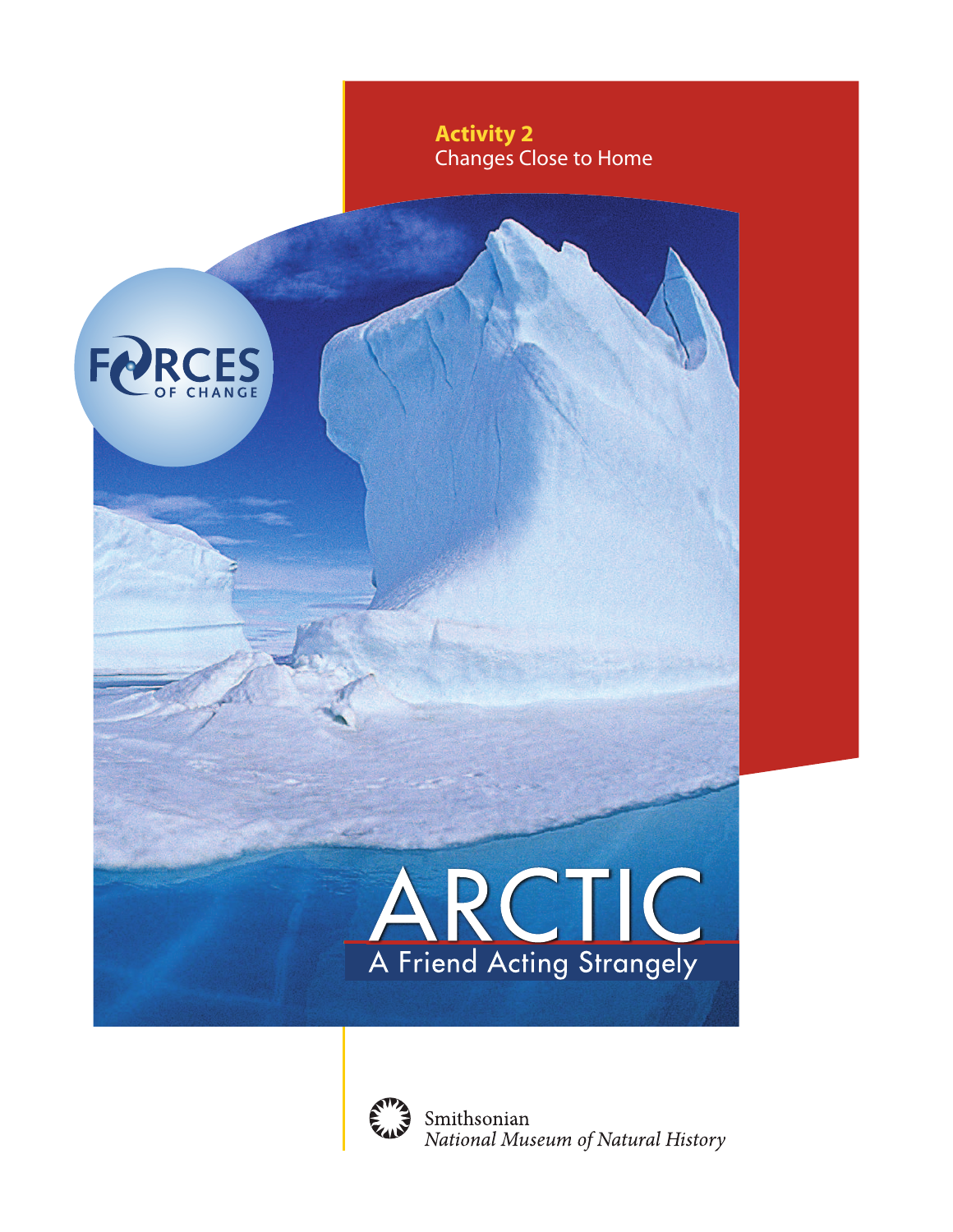**Activity 2**
Changes Close to Home

FORCES OF CHANGE

# ARCTIC

## A Friend Acting Strangely

Smithsonian
*National Museum of Natural History*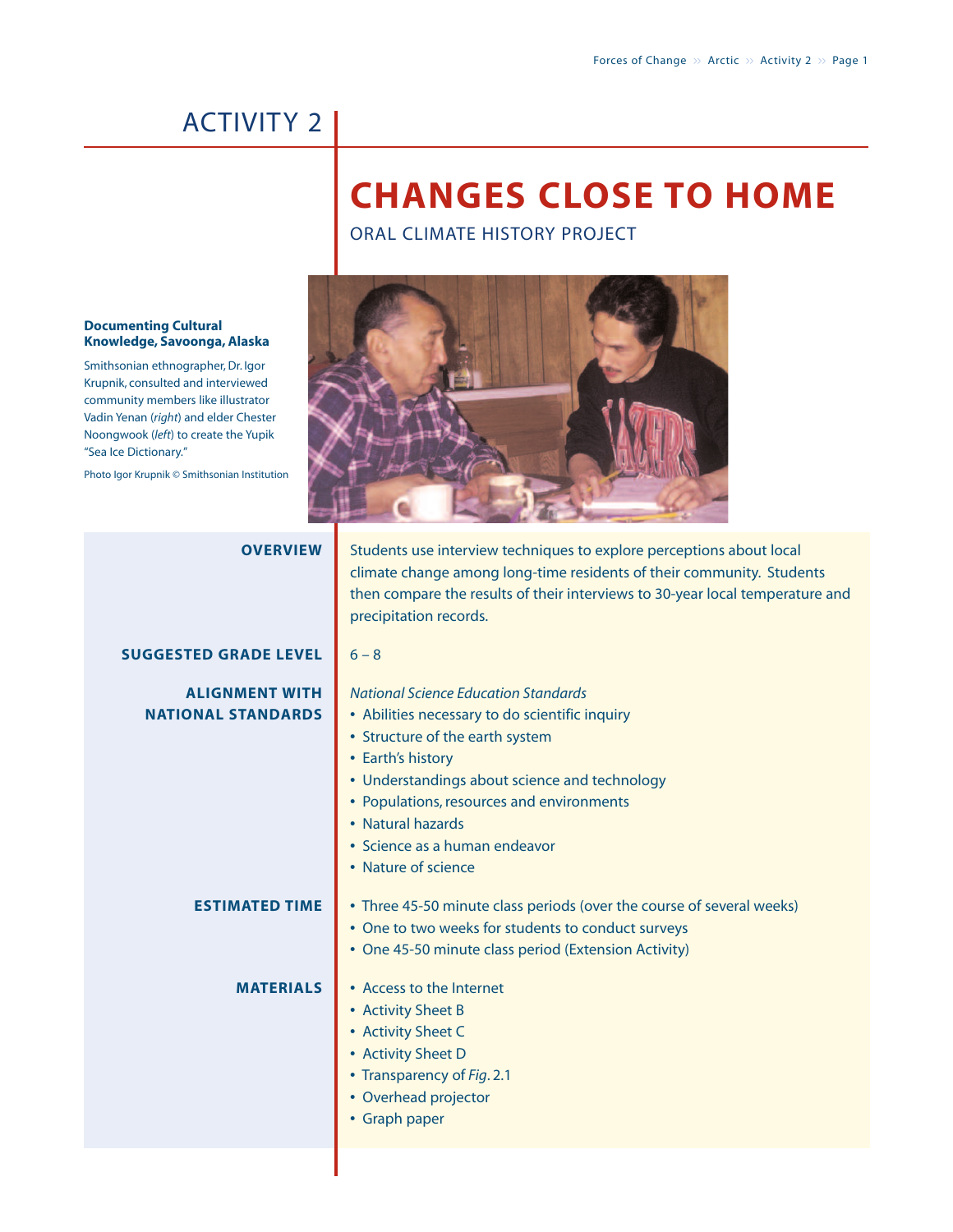# ACTIVITY 2

## CHANGES CLOSE TO HOME

### ORAL CLIMATE HISTORY PROJECT

**Documenting Cultural Knowledge, Savoonga, Alaska**

Smithsonian ethnographer, Dr. Igor Krupnik, consulted and interviewed community members like illustrator Vadin Yenan (*right*) and elder Chester Noongwook (*left*) to create the Yupik "Sea Ice Dictionary."

Photo Igor Krupnik © Smithsonian Institution

**OVERVIEW**

Students use interview techniques to explore perceptions about local climate change among long-time residents of their community. Students then compare the results of their interviews to 30-year local temperature and precipitation records.

**SUGGESTED GRADE LEVEL**

6 – 8

**ALIGNMENT WITH NATIONAL STANDARDS**

*National Science Education Standards*

- Abilities necessary to do scientific inquiry
- Structure of the earth system
- Earth's history
- Understandings about science and technology
- Populations, resources and environments
- Natural hazards
- Science as a human endeavor
- Nature of science

**ESTIMATED TIME**

- Three 45-50 minute class periods (over the course of several weeks)
- One to two weeks for students to conduct surveys
- One 45-50 minute class period (Extension Activity)

**MATERIALS**

- Access to the Internet
- Activity Sheet B
- Activity Sheet C
- Activity Sheet D
- Transparency of *Fig*. 2.1
- Overhead projector
- Graph paper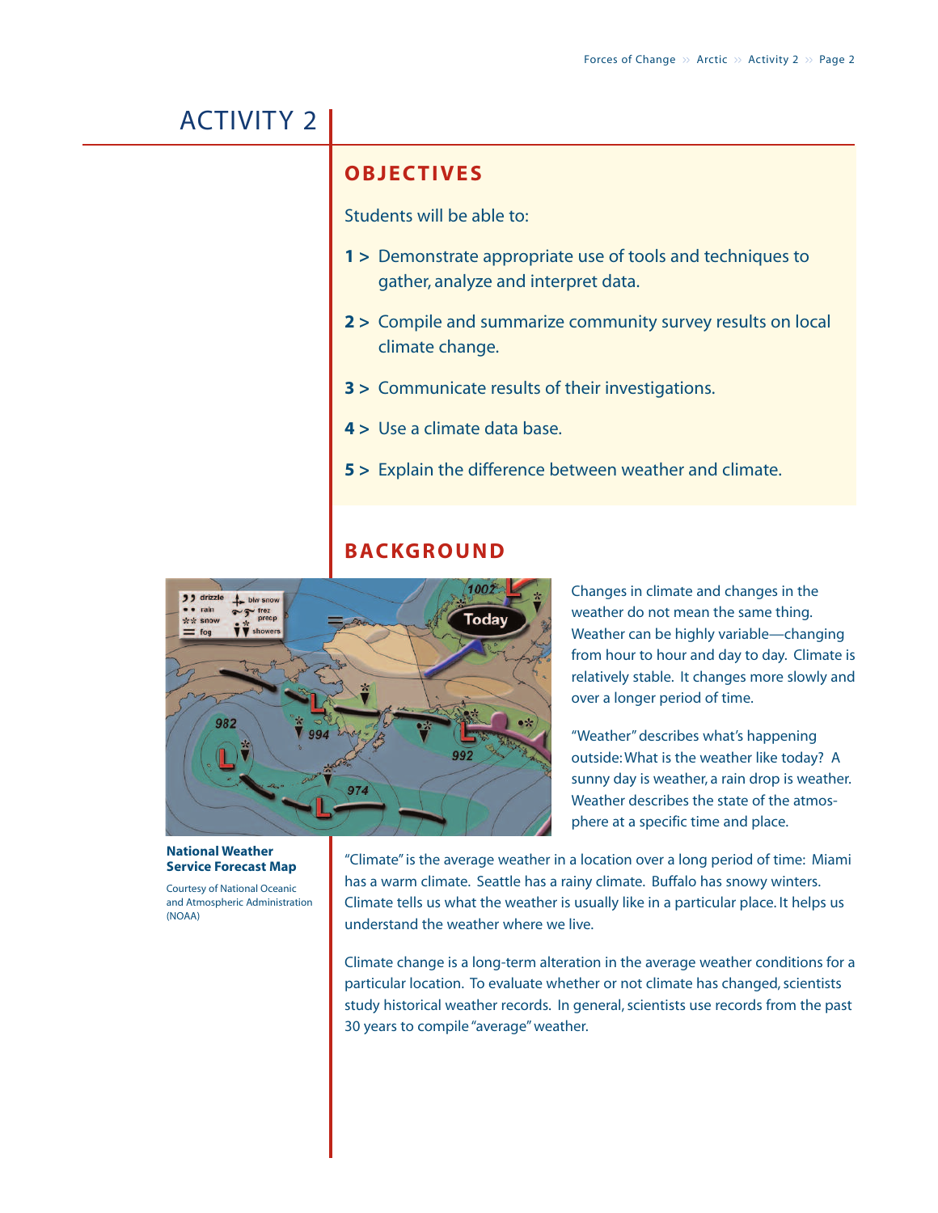# ACTIVITY 2

## OBJECTIVES

Students will be able to:

**1 >** Demonstrate appropriate use of tools and techniques to gather, analyze and interpret data.

**2 >** Compile and summarize community survey results on local climate change.

**3 >** Communicate results of their investigations.

**4 >** Use a climate data base.

**5 >** Explain the difference between weather and climate.

## BACKGROUND

Changes in climate and changes in the weather do not mean the same thing. Weather can be highly variable—changing from hour to hour and day to day. Climate is relatively stable. It changes more slowly and over a longer period of time.

"Weather" describes what's happening outside: What is the weather like today? A sunny day is weather, a rain drop is weather. Weather describes the state of the atmosphere at a specific time and place.

**National Weather Service Forecast Map**

Courtesy of National Oceanic and Atmospheric Administration (NOAA)

"Climate" is the average weather in a location over a long period of time: Miami has a warm climate. Seattle has a rainy climate. Buffalo has snowy winters. Climate tells us what the weather is usually like in a particular place. It helps us understand the weather where we live.

Climate change is a long-term alteration in the average weather conditions for a particular location. To evaluate whether or not climate has changed, scientists study historical weather records. In general, scientists use records from the past 30 years to compile "average" weather.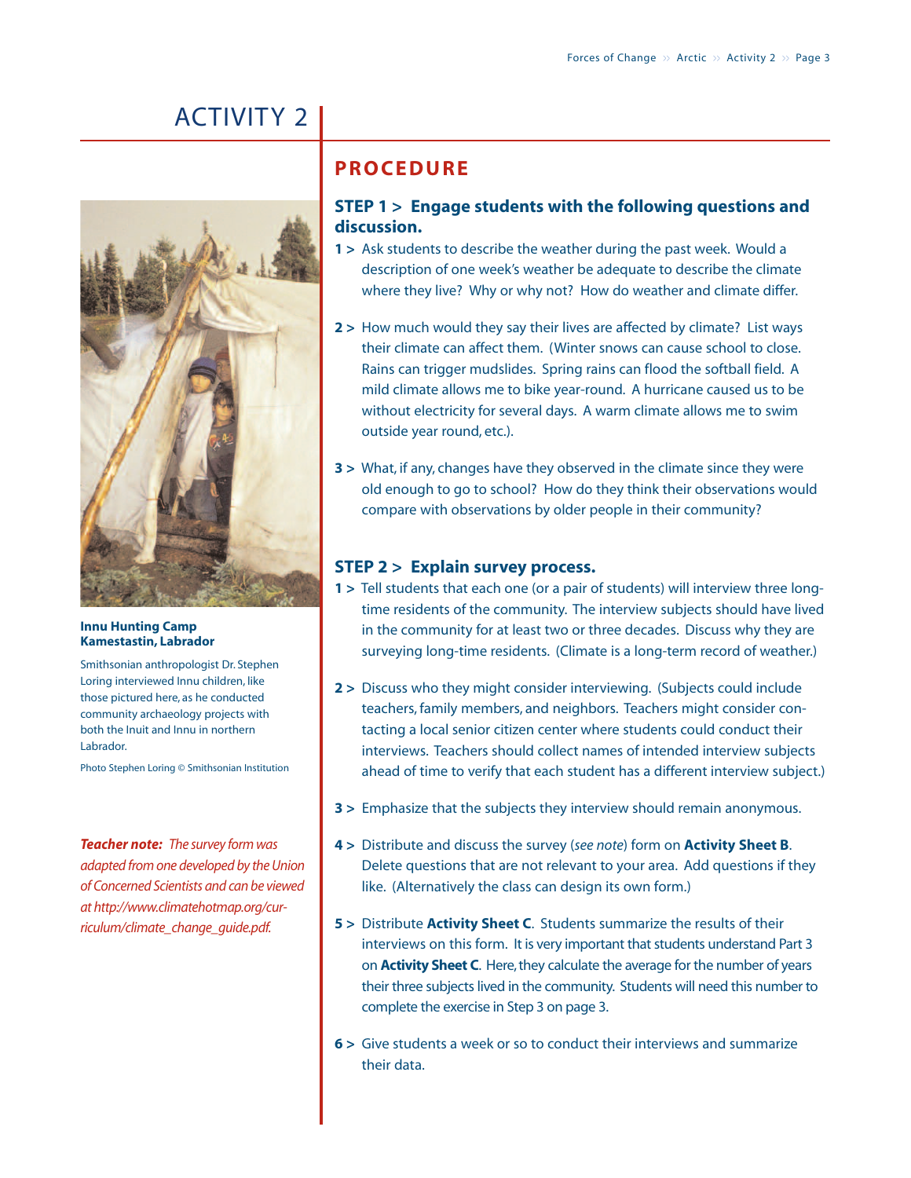# ACTIVITY 2

**Innu Hunting Camp Kamestastin, Labrador**

Smithsonian anthropologist Dr. Stephen Loring interviewed Innu children, like those pictured here, as he conducted community archaeology projects with both the Inuit and Innu in northern Labrador.

Photo Stephen Loring © Smithsonian Institution

***Teacher note:*** *The survey form was adapted from one developed by the Union of Concerned Scientists and can be viewed at http://www.climatehotmap.org/curriculum/climate_change_guide.pdf.*

## PROCEDURE

### STEP 1 > Engage students with the following questions and discussion.

**1 >** Ask students to describe the weather during the past week. Would a description of one week's weather be adequate to describe the climate where they live? Why or why not? How do weather and climate differ.

**2 >** How much would they say their lives are affected by climate? List ways their climate can affect them. (Winter snows can cause school to close. Rains can trigger mudslides. Spring rains can flood the softball field. A mild climate allows me to bike year-round. A hurricane caused us to be without electricity for several days. A warm climate allows me to swim outside year round, etc.).

**3 >** What, if any, changes have they observed in the climate since they were old enough to go to school? How do they think their observations would compare with observations by older people in their community?

### STEP 2 > Explain survey process.

**1 >** Tell students that each one (or a pair of students) will interview three long-time residents of the community. The interview subjects should have lived in the community for at least two or three decades. Discuss why they are surveying long-time residents. (Climate is a long-term record of weather.)

**2 >** Discuss who they might consider interviewing. (Subjects could include teachers, family members, and neighbors. Teachers might consider contacting a local senior citizen center where students could conduct their interviews. Teachers should collect names of intended interview subjects ahead of time to verify that each student has a different interview subject.)

**3 >** Emphasize that the subjects they interview should remain anonymous.

**4 >** Distribute and discuss the survey (*see note*) form on **Activity Sheet B**. Delete questions that are not relevant to your area. Add questions if they like. (Alternatively the class can design its own form.)

**5 >** Distribute **Activity Sheet C**. Students summarize the results of their interviews on this form. It is very important that students understand Part 3 on **Activity Sheet C**. Here, they calculate the average for the number of years their three subjects lived in the community. Students will need this number to complete the exercise in Step 3 on page 3.

**6 >** Give students a week or so to conduct their interviews and summarize their data.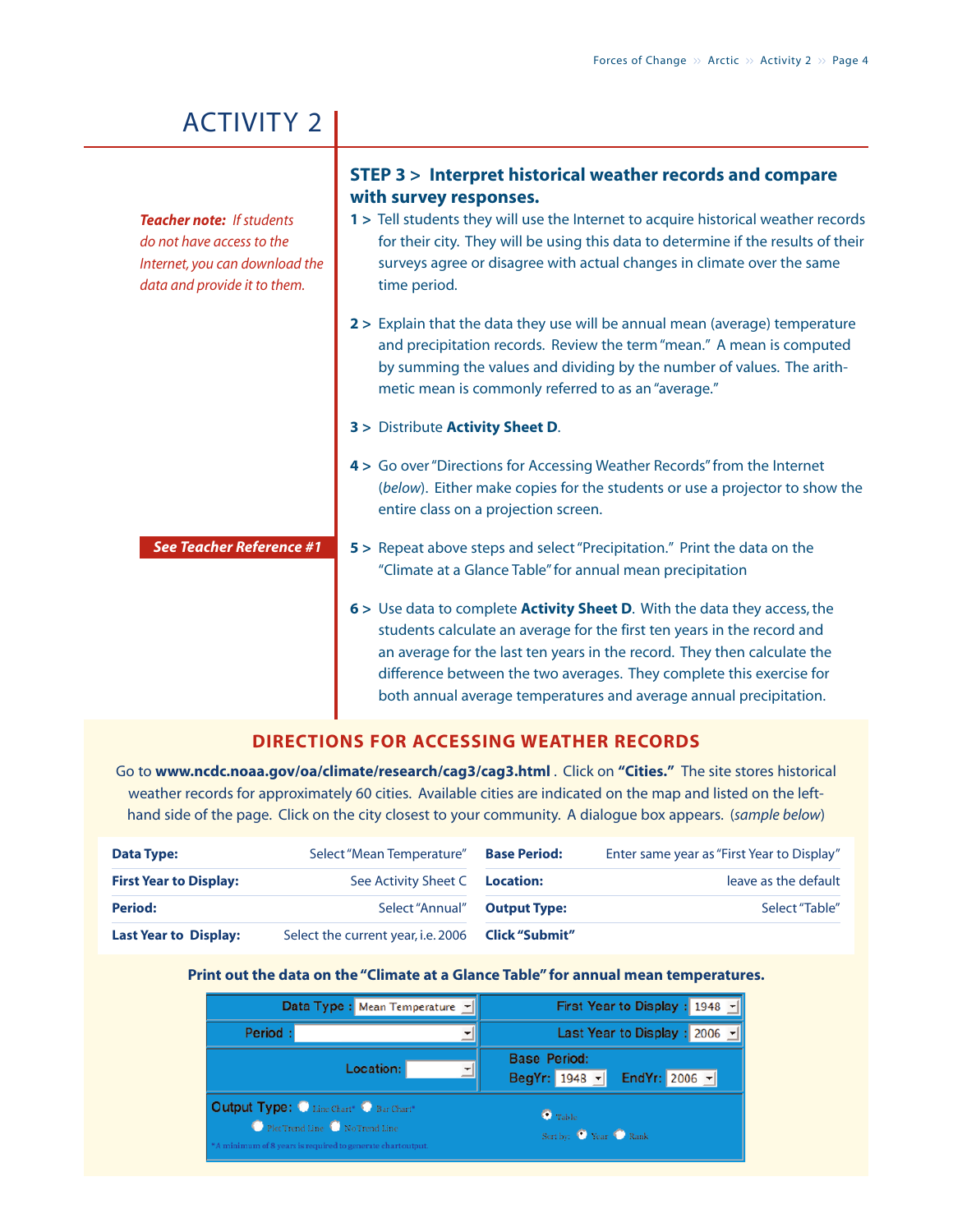# ACTIVITY 2

*Teacher note: If students do not have access to the Internet, you can download the data and provide it to them.*

## STEP 3 > Interpret historical weather records and compare with survey responses.

**1 >** Tell students they will use the Internet to acquire historical weather records for their city. They will be using this data to determine if the results of their surveys agree or disagree with actual changes in climate over the same time period.

**2 >** Explain that the data they use will be annual mean (average) temperature and precipitation records. Review the term "mean." A mean is computed by summing the values and dividing by the number of values. The arithmetic mean is commonly referred to as an "average."

**3 >** Distribute **Activity Sheet D**.

**4 >** Go over "Directions for Accessing Weather Records" from the Internet (*below*). Either make copies for the students or use a projector to show the entire class on a projection screen.

***See Teacher Reference #1***

**5 >** Repeat above steps and select "Precipitation." Print the data on the "Climate at a Glance Table" for annual mean precipitation

**6 >** Use data to complete **Activity Sheet D**. With the data they access, the students calculate an average for the first ten years in the record and an average for the last ten years in the record. They then calculate the difference between the two averages. They complete this exercise for both annual average temperatures and average annual precipitation.

## DIRECTIONS FOR ACCESSING WEATHER RECORDS

Go to **www.ncdc.noaa.gov/oa/climate/research/cag3/cag3.html** . Click on **"Cities."** The site stores historical weather records for approximately 60 cities. Available cities are indicated on the map and listed on the left-hand side of the page. Click on the city closest to your community. A dialogue box appears. (*sample below*)

| | | | |
|---|---|---|---|
| **Data Type:** | Select "Mean Temperature" | **Base Period:** | Enter same year as "First Year to Display" |
| **First Year to Display:** | See Activity Sheet C | **Location:** | leave as the default |
| **Period:** | Select "Annual" | **Output Type:** | Select "Table" |
| **Last Year to Display:** | Select the current year, i.e. 2006 | **Click "Submit"** | |

**Print out the data on the "Climate at a Glance Table" for annual mean temperatures.**

| | |
|---|---|
| Data Type : Mean Temperature | First Year to Display : 1948 |
| Period : | Last Year to Display : 2006 |
| Location: | Base Period: BegYr: 1948 EndYr: 2006 |
| Output Type: Line Chart* Bar Chart* Plot Trend Line No Trend Line *A minimum of 8 years is required to generate chart output. | Table Sort by: Year Rank |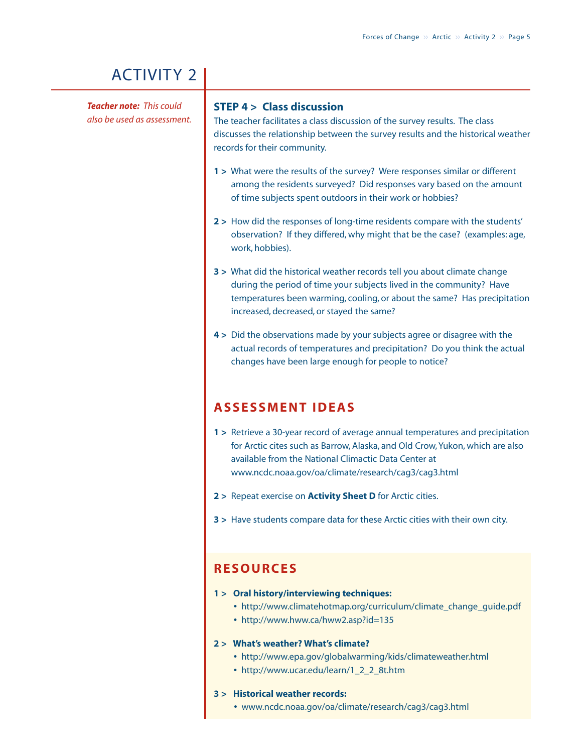# ACTIVITY 2

*Teacher note: This could also be used as assessment.*

## STEP 4 > Class discussion

The teacher facilitates a class discussion of the survey results. The class discusses the relationship between the survey results and the historical weather records for their community.

**1 >** What were the results of the survey? Were responses similar or different among the residents surveyed? Did responses vary based on the amount of time subjects spent outdoors in their work or hobbies?

**2 >** How did the responses of long-time residents compare with the students' observation? If they differed, why might that be the case? (examples: age, work, hobbies).

**3 >** What did the historical weather records tell you about climate change during the period of time your subjects lived in the community? Have temperatures been warming, cooling, or about the same? Has precipitation increased, decreased, or stayed the same?

**4 >** Did the observations made by your subjects agree or disagree with the actual records of temperatures and precipitation? Do you think the actual changes have been large enough for people to notice?

## ASSESSMENT IDEAS

**1 >** Retrieve a 30-year record of average annual temperatures and precipitation for Arctic cites such as Barrow, Alaska, and Old Crow, Yukon, which are also available from the National Climactic Data Center at www.ncdc.noaa.gov/oa/climate/research/cag3/cag3.html

**2 >** Repeat exercise on **Activity Sheet D** for Arctic cities.

**3 >** Have students compare data for these Arctic cities with their own city.

## RESOURCES

**1 > Oral history/interviewing techniques:**
- http://www.climatehotmap.org/curriculum/climate_change_guide.pdf
- http://www.hww.ca/hww2.asp?id=135

**2 > What's weather? What's climate?**
- http://www.epa.gov/globalwarming/kids/climateweather.html
- http://www.ucar.edu/learn/1_2_2_8t.htm

**3 > Historical weather records:**
- www.ncdc.noaa.gov/oa/climate/research/cag3/cag3.html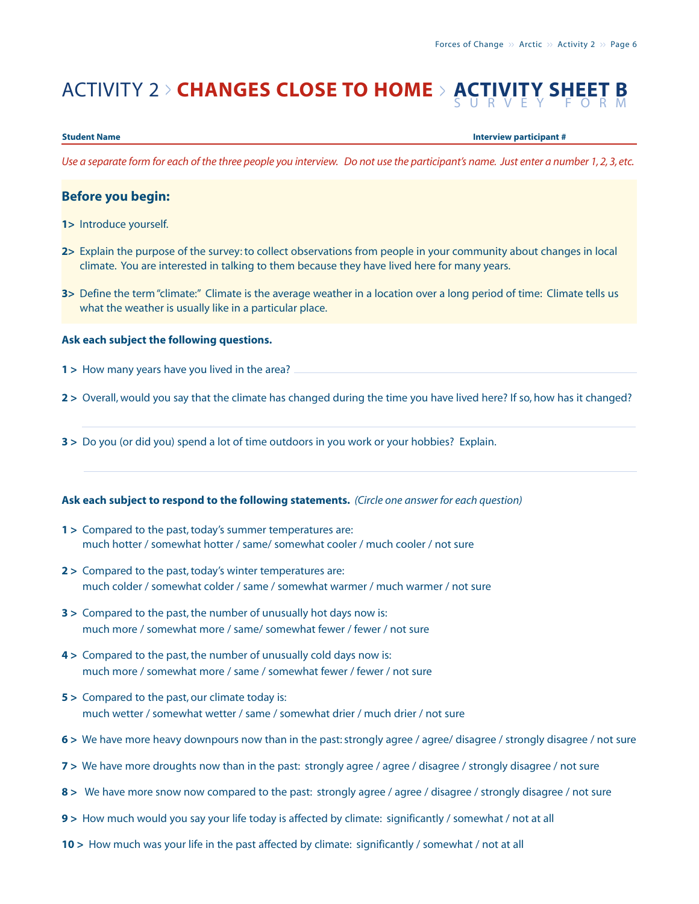# ACTIVITY 2 > CHANGES CLOSE TO HOME > ACTIVITY SHEET B

SURVEY FORM

**Student Name** **Interview participant #**

*Use a separate form for each of the three people you interview. Do not use the participant's name. Just enter a number 1, 2, 3, etc.*

## Before you begin:

**1>** Introduce yourself.

**2>** Explain the purpose of the survey: to collect observations from people in your community about changes in local climate. You are interested in talking to them because they have lived here for many years.

**3>** Define the term "climate:" Climate is the average weather in a location over a long period of time: Climate tells us what the weather is usually like in a particular place.

**Ask each subject the following questions.**

**1 >** How many years have you lived in the area? \_\_\_\_\_\_\_\_\_\_\_\_\_\_\_\_\_\_\_\_

**2 >** Overall, would you say that the climate has changed during the time you have lived here? If so, how has it changed?

\_\_\_\_\_\_\_\_\_\_\_\_\_\_\_\_\_\_\_\_\_\_\_\_\_\_\_\_\_\_\_\_\_\_\_\_\_\_\_\_

**3 >** Do you (or did you) spend a lot of time outdoors in you work or your hobbies? Explain.

\_\_\_\_\_\_\_\_\_\_\_\_\_\_\_\_\_\_\_\_\_\_\_\_\_\_\_\_\_\_\_\_\_\_\_\_\_\_\_\_

**Ask each subject to respond to the following statements.** *(Circle one answer for each question)*

**1 >** Compared to the past, today's summer temperatures are:
much hotter / somewhat hotter / same/ somewhat cooler / much cooler / not sure

**2 >** Compared to the past, today's winter temperatures are:
much colder / somewhat colder / same / somewhat warmer / much warmer / not sure

**3 >** Compared to the past, the number of unusually hot days now is:
much more / somewhat more / same/ somewhat fewer / fewer / not sure

**4 >** Compared to the past, the number of unusually cold days now is:
much more / somewhat more / same / somewhat fewer / fewer / not sure

**5 >** Compared to the past, our climate today is:
much wetter / somewhat wetter / same / somewhat drier / much drier / not sure

**6 >** We have more heavy downpours now than in the past: strongly agree / agree/ disagree / strongly disagree / not sure

**7 >** We have more droughts now than in the past: strongly agree / agree / disagree / strongly disagree / not sure

**8 >** We have more snow now compared to the past: strongly agree / agree / disagree / strongly disagree / not sure

**9 >** How much would you say your life today is affected by climate: significantly / somewhat / not at all

**10 >** How much was your life in the past affected by climate: significantly / somewhat / not at all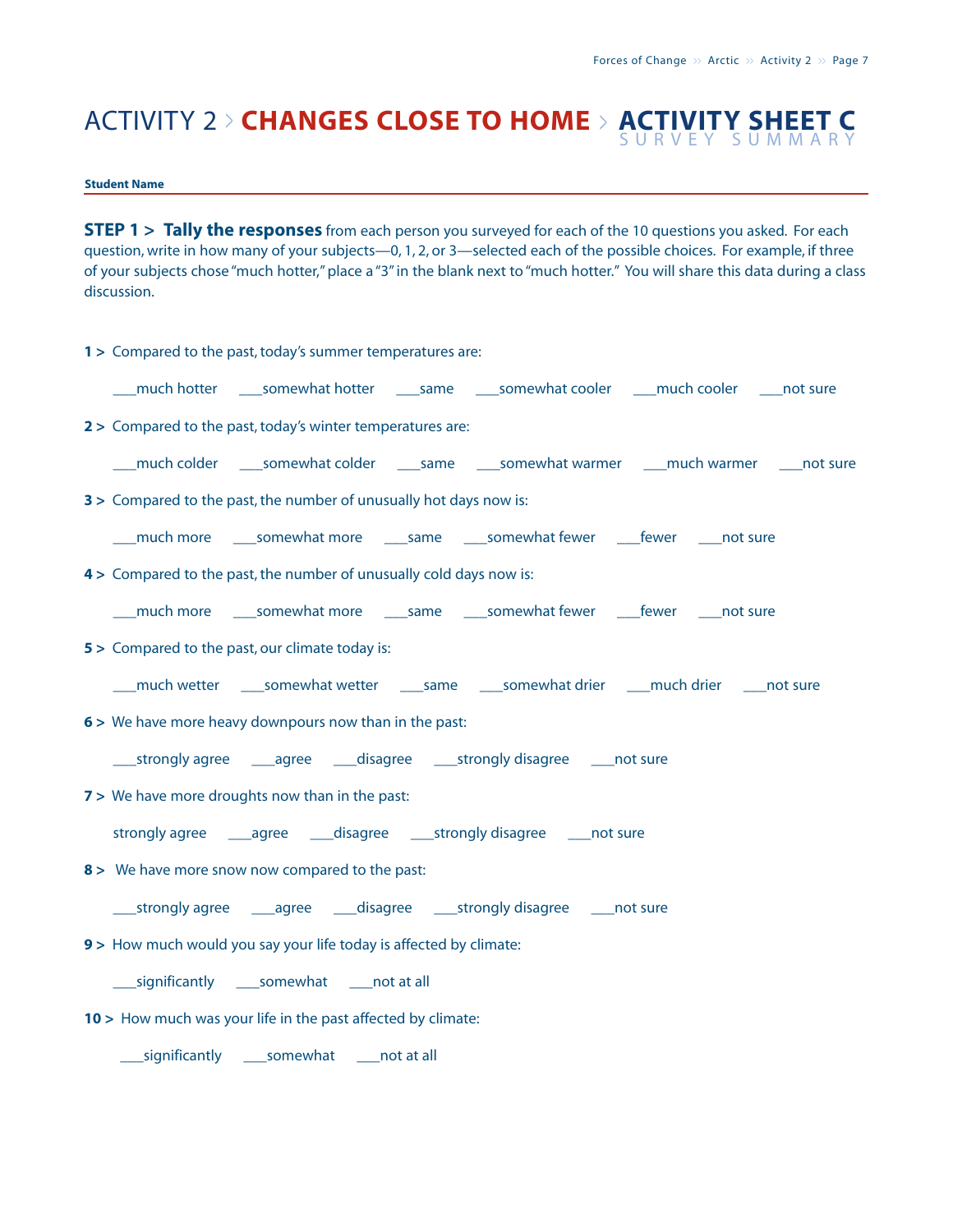# ACTIVITY 2 > CHANGES CLOSE TO HOME > ACTIVITY SHEET C

SURVEY SUMMARY

**Student Name**

**STEP 1 > Tally the responses** from each person you surveyed for each of the 10 questions you asked. For each question, write in how many of your subjects—0, 1, 2, or 3—selected each of the possible choices. For example, if three of your subjects chose "much hotter," place a "3" in the blank next to "much hotter." You will share this data during a class discussion.

**1 >** Compared to the past, today's summer temperatures are:

___much hotter ___somewhat hotter ___same ___somewhat cooler ___much cooler ___not sure

**2 >** Compared to the past, today's winter temperatures are:

___much colder ___somewhat colder ___same ___somewhat warmer ___much warmer ___not sure

**3 >** Compared to the past, the number of unusually hot days now is:

___much more ___somewhat more ___same ___somewhat fewer ___fewer ___not sure

**4 >** Compared to the past, the number of unusually cold days now is:

___much more ___somewhat more ___same ___somewhat fewer ___fewer ___not sure

**5 >** Compared to the past, our climate today is:

___much wetter ___somewhat wetter ___same ___somewhat drier ___much drier ___not sure

**6 >** We have more heavy downpours now than in the past:

___strongly agree ___agree ___disagree ___strongly disagree ___not sure

**7 >** We have more droughts now than in the past:

strongly agree ___agree ___disagree ___strongly disagree ___not sure

**8 >** We have more snow now compared to the past:

___strongly agree ___agree ___disagree ___strongly disagree ___not sure

**9 >** How much would you say your life today is affected by climate:

___significantly ___somewhat ___not at all

**10 >** How much was your life in the past affected by climate:

___significantly ___somewhat ___not at all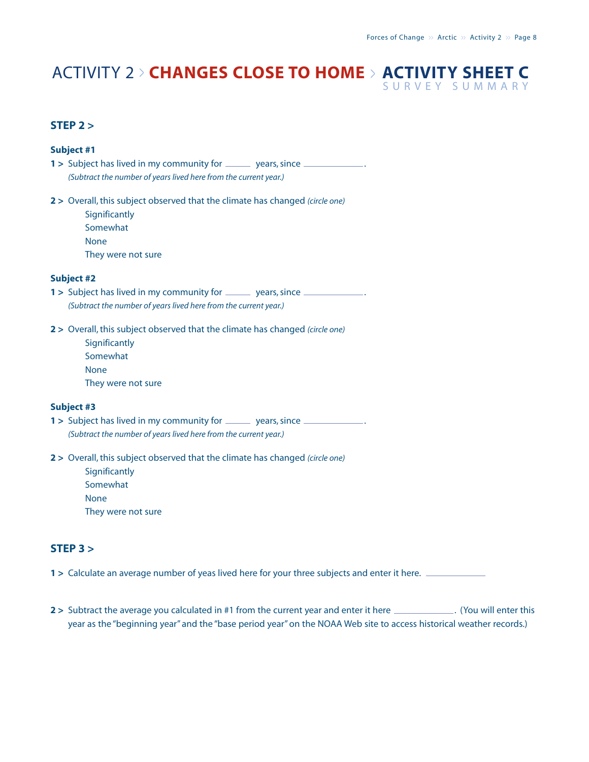# ACTIVITY 2 > **CHANGES CLOSE TO HOME** > **ACTIVITY SHEET C**

SURVEY SUMMARY

## STEP 2 >

**Subject #1**

**1 >** Subject has lived in my community for _____ years, since ____________.
*(Subtract the number of years lived here from the current year.)*

**2 >** Overall, this subject observed that the climate has changed *(circle one)*
- Significantly
- Somewhat
- None
- They were not sure

**Subject #2**

**1 >** Subject has lived in my community for _____ years, since ____________.
*(Subtract the number of years lived here from the current year.)*

**2 >** Overall, this subject observed that the climate has changed *(circle one)*
- Significantly
- Somewhat
- None
- They were not sure

**Subject #3**

**1 >** Subject has lived in my community for _____ years, since ____________.
*(Subtract the number of years lived here from the current year.)*

**2 >** Overall, this subject observed that the climate has changed *(circle one)*
- Significantly
- Somewhat
- None
- They were not sure

## STEP 3 >

**1 >** Calculate an average number of yeas lived here for your three subjects and enter it here. ____________

**2 >** Subtract the average you calculated in #1 from the current year and enter it here ____________. (You will enter this year as the "beginning year" and the "base period year" on the NOAA Web site to access historical weather records.)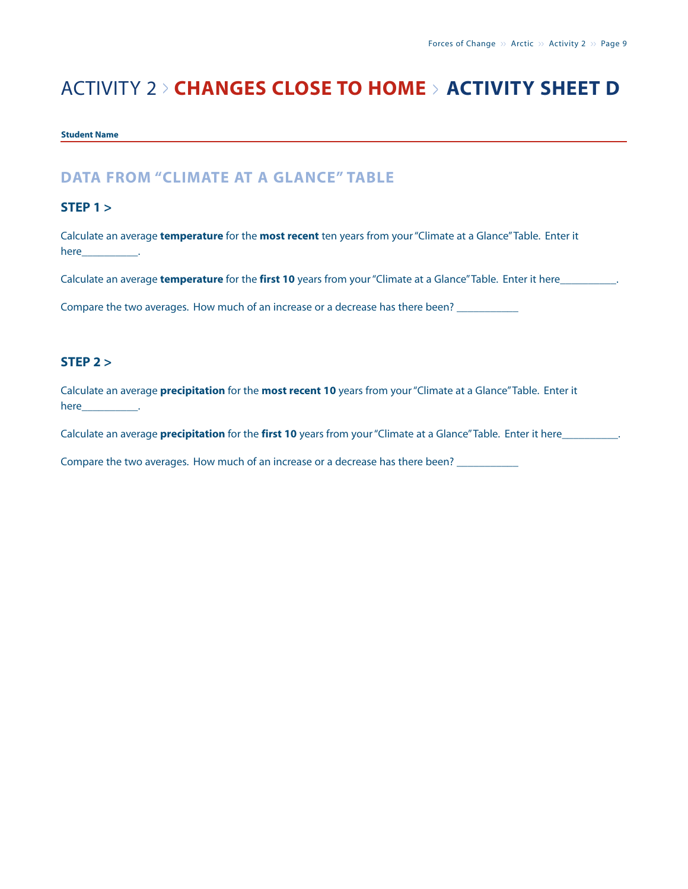# ACTIVITY 2 > CHANGES CLOSE TO HOME > ACTIVITY SHEET D

**Student Name**

## DATA FROM "CLIMATE AT A GLANCE" TABLE

### STEP 1 >

Calculate an average **temperature** for the **most recent** ten years from your "Climate at a Glance" Table. Enter it here__________.

Calculate an average **temperature** for the **first 10** years from your "Climate at a Glance" Table. Enter it here__________.

Compare the two averages. How much of an increase or a decrease has there been? ___________

### STEP 2 >

Calculate an average **precipitation** for the **most recent 10** years from your "Climate at a Glance" Table. Enter it here__________.

Calculate an average **precipitation** for the **first 10** years from your "Climate at a Glance" Table. Enter it here__________.

Compare the two averages. How much of an increase or a decrease has there been? ___________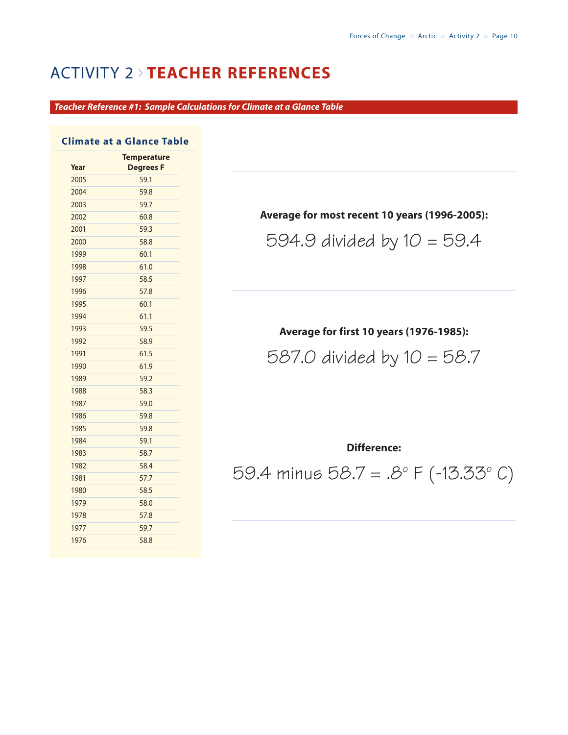# ACTIVITY 2 › TEACHER REFERENCES

***Teacher Reference #1: Sample Calculations for Climate at a Glance Table***

### Climate at a Glance Table

| Year | Temperature Degrees F |
|---|---|
| 2005 | 59.1 |
| 2004 | 59.8 |
| 2003 | 59.7 |
| 2002 | 60.8 |
| 2001 | 59.3 |
| 2000 | 58.8 |
| 1999 | 60.1 |
| 1998 | 61.0 |
| 1997 | 58.5 |
| 1996 | 57.8 |
| 1995 | 60.1 |
| 1994 | 61.1 |
| 1993 | 59.5 |
| 1992 | 58.9 |
| 1991 | 61.5 |
| 1990 | 61.9 |
| 1989 | 59.2 |
| 1988 | 58.3 |
| 1987 | 59.0 |
| 1986 | 59.8 |
| 1985 | 59.8 |
| 1984 | 59.1 |
| 1983 | 58.7 |
| 1982 | 58.4 |
| 1981 | 57.7 |
| 1980 | 58.5 |
| 1979 | 58.0 |
| 1978 | 57.8 |
| 1977 | 59.7 |
| 1976 | 58.8 |

**Average for most recent 10 years (1996-2005):**

594.9 divided by 10 = 59.4

**Average for first 10 years (1976-1985):**

587.0 divided by 10 = 58.7

**Difference:**

59.4 minus 58.7 = .8° F (-13.33° C)